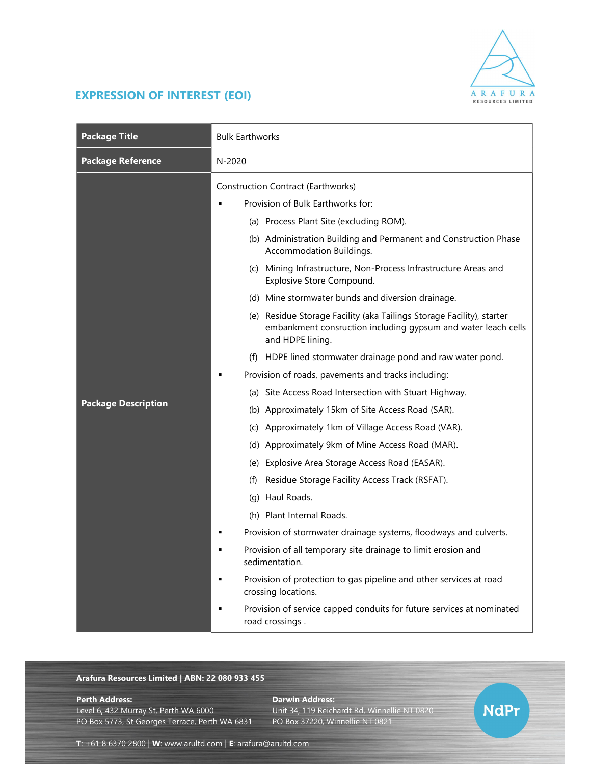# EXPRESSION OF INTEREST (EOI)

| | |
|---|---|
| **Package Title** | Bulk Earthworks |
| **Package Reference** | N-2020 |
| **Package Description** | Construction Contract (Earthworks)<br>▪ Provision of Bulk Earthworks for:<br>(a) Process Plant Site (excluding ROM).<br>(b) Administration Building and Permanent and Construction Phase Accommodation Buildings.<br>(c) Mining Infrastructure, Non-Process Infrastructure Areas and Explosive Store Compound.<br>(d) Mine stormwater bunds and diversion drainage.<br>(e) Residue Storage Facility (aka Tailings Storage Facility), starter embankment consruction including gypsum and water leach cells and HDPE lining.<br>(f) HDPE lined stormwater drainage pond and raw water pond.<br>▪ Provision of roads, pavements and tracks including:<br>(a) Site Access Road Intersection with Stuart Highway.<br>(b) Approximately 15km of Site Access Road (SAR).<br>(c) Approximately 1km of Village Access Road (VAR).<br>(d) Approximately 9km of Mine Access Road (MAR).<br>(e) Explosive Area Storage Access Road (EASAR).<br>(f) Residue Storage Facility Access Track (RSFAT).<br>(g) Haul Roads.<br>(h) Plant Internal Roads.<br>▪ Provision of stormwater drainage systems, floodways and culverts.<br>▪ Provision of all temporary site drainage to limit erosion and sedimentation.<br>▪ Provision of protection to gas pipeline and other services at road crossing locations.<br>▪ Provision of service capped conduits for future services at nominated road crossings . |

**Arafura Resources Limited | ABN: 22 080 933 455**

**Perth Address:**
Level 6, 432 Murray St, Perth WA 6000
PO Box 5773, St Georges Terrace, Perth WA 6831

**Darwin Address:**
Unit 34, 119 Reichardt Rd, Winnellie NT 0820
PO Box 37220, Winnellie NT 0821

**T**: +61 8 6370 2800 | **W**: www.arultd.com | **E**: arafura@arultd.com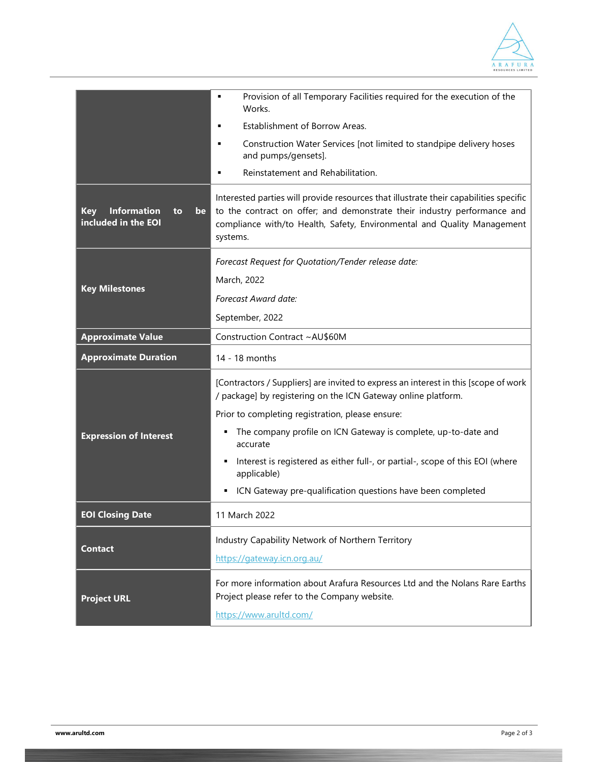| | |
|---|---|
| | ▪ Provision of all Temporary Facilities required for the execution of the Works.<br>▪ Establishment of Borrow Areas.<br>▪ Construction Water Services [not limited to standpipe delivery hoses and pumps/gensets].<br>▪ Reinstatement and Rehabilitation. |
| **Key Information to be included in the EOI** | Interested parties will provide resources that illustrate their capabilities specific to the contract on offer; and demonstrate their industry performance and compliance with/to Health, Safety, Environmental and Quality Management systems. |
| **Key Milestones** | *Forecast Request for Quotation/Tender release date:*<br>March, 2022<br>*Forecast Award date:*<br>September, 2022 |
| **Approximate Value** | Construction Contract ~AU$60M |
| **Approximate Duration** | 14 - 18 months |
| **Expression of Interest** | [Contractors / Suppliers] are invited to express an interest in this [scope of work / package] by registering on the ICN Gateway online platform.<br>Prior to completing registration, please ensure:<br>▪ The company profile on ICN Gateway is complete, up-to-date and accurate<br>▪ Interest is registered as either full-, or partial-, scope of this EOI (where applicable)<br>▪ ICN Gateway pre-qualification questions have been completed |
| **EOI Closing Date** | 11 March 2022 |
| **Contact** | Industry Capability Network of Northern Territory<br>https://gateway.icn.org.au/ |
| **Project URL** | For more information about Arafura Resources Ltd and the Nolans Rare Earths Project please refer to the Company website.<br>https://www.arultd.com/ |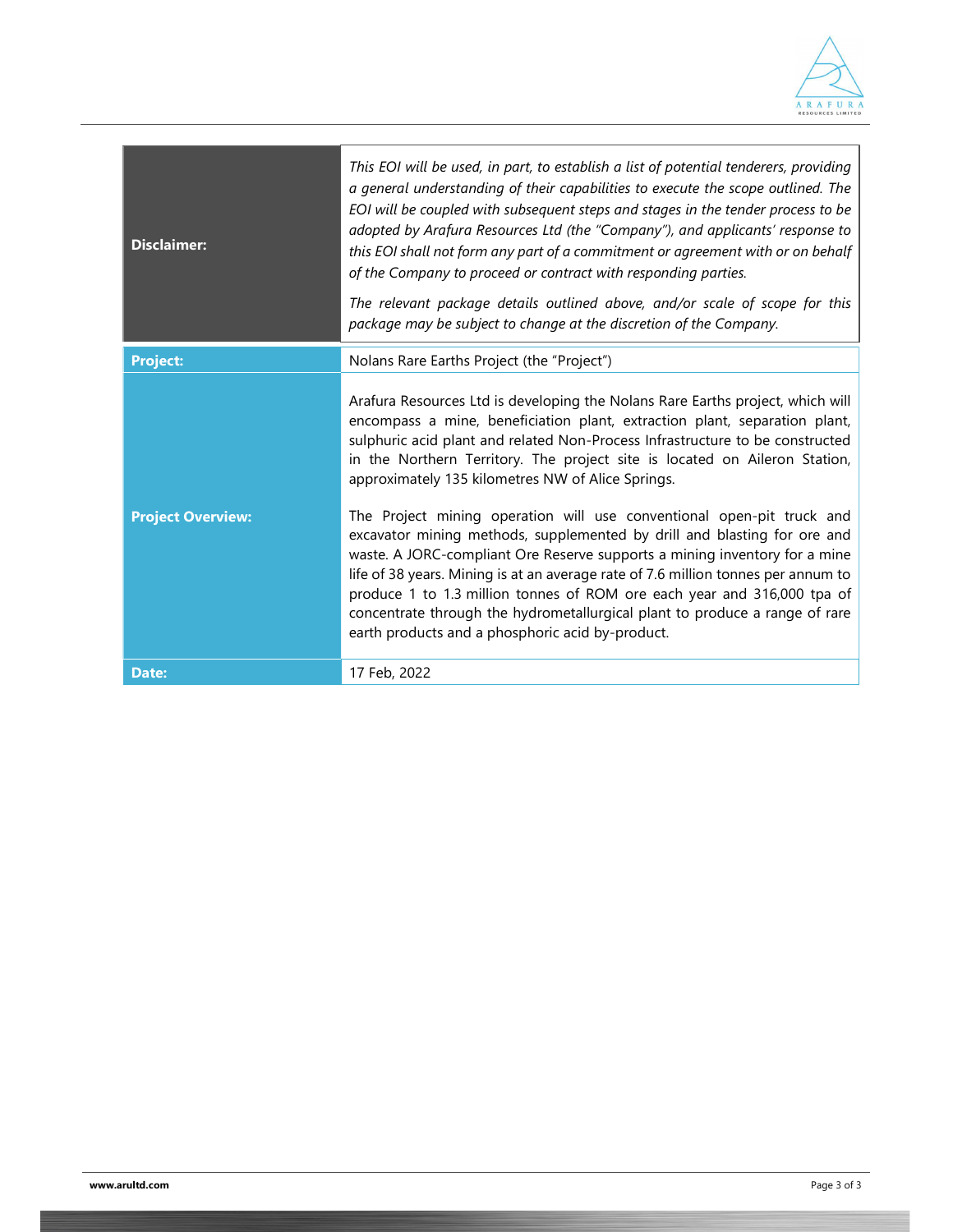| | |
|---|---|
| **Disclaimer:** | *This EOI will be used, in part, to establish a list of potential tenderers, providing a general understanding of their capabilities to execute the scope outlined. The EOI will be coupled with subsequent steps and stages in the tender process to be adopted by Arafura Resources Ltd (the "Company"), and applicants' response to this EOI shall not form any part of a commitment or agreement with or on behalf of the Company to proceed or contract with responding parties.*<br><br>*The relevant package details outlined above, and/or scale of scope for this package may be subject to change at the discretion of the Company.* |
| **Project:** | Nolans Rare Earths Project (the "Project") |
| **Project Overview:** | Arafura Resources Ltd is developing the Nolans Rare Earths project, which will encompass a mine, beneficiation plant, extraction plant, separation plant, sulphuric acid plant and related Non-Process Infrastructure to be constructed in the Northern Territory. The project site is located on Aileron Station, approximately 135 kilometres NW of Alice Springs.<br><br>The Project mining operation will use conventional open-pit truck and excavator mining methods, supplemented by drill and blasting for ore and waste. A JORC-compliant Ore Reserve supports a mining inventory for a mine life of 38 years. Mining is at an average rate of 7.6 million tonnes per annum to produce 1 to 1.3 million tonnes of ROM ore each year and 316,000 tpa of concentrate through the hydrometallurgical plant to produce a range of rare earth products and a phosphoric acid by-product. |
| **Date:** | 17 Feb, 2022 |